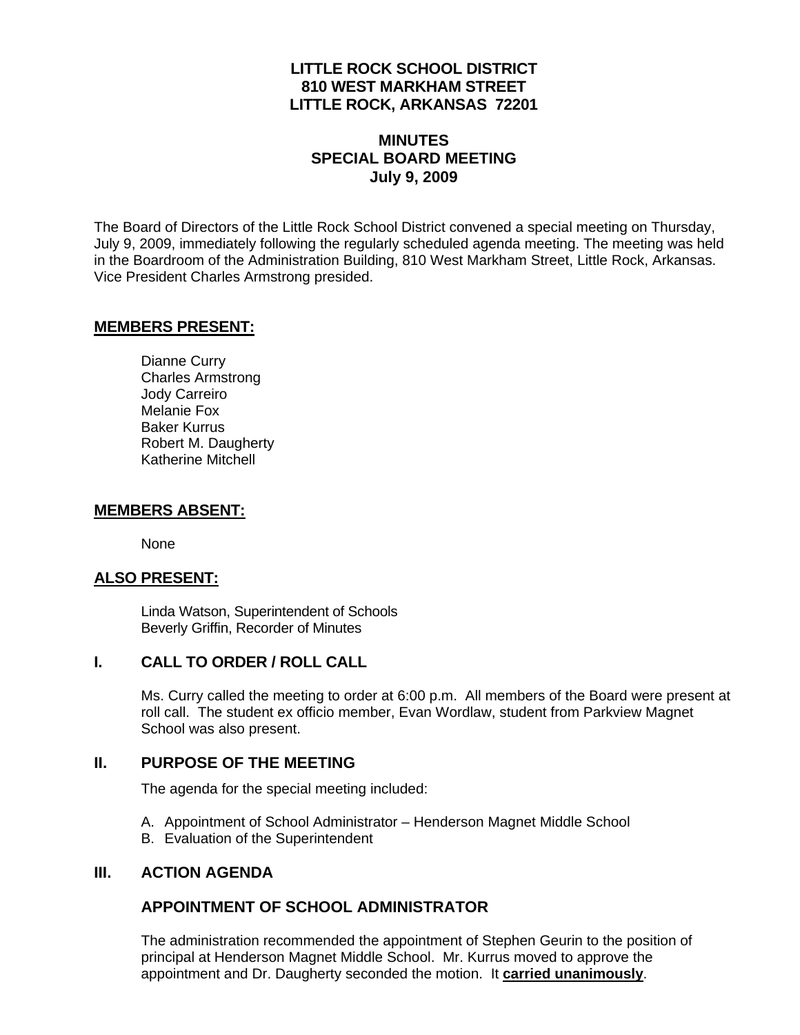**LITTLE ROCK SCHOOL DISTRICT**
**810 WEST MARKHAM STREET**
**LITTLE ROCK, ARKANSAS 72201**

# MINUTES
## SPECIAL BOARD MEETING
### July 9, 2009

The Board of Directors of the Little Rock School District convened a special meeting on Thursday, July 9, 2009, immediately following the regularly scheduled agenda meeting. The meeting was held in the Boardroom of the Administration Building, 810 West Markham Street, Little Rock, Arkansas. Vice President Charles Armstrong presided.

## MEMBERS PRESENT:

Dianne Curry
Charles Armstrong
Jody Carreiro
Melanie Fox
Baker Kurrus
Robert M. Daugherty
Katherine Mitchell

## MEMBERS ABSENT:

None

## ALSO PRESENT:

Linda Watson, Superintendent of Schools
Beverly Griffin, Recorder of Minutes

## I. CALL TO ORDER / ROLL CALL

Ms. Curry called the meeting to order at 6:00 p.m. All members of the Board were present at roll call. The student ex officio member, Evan Wordlaw, student from Parkview Magnet School was also present.

## II. PURPOSE OF THE MEETING

The agenda for the special meeting included:

A. Appointment of School Administrator – Henderson Magnet Middle School
B. Evaluation of the Superintendent

## III. ACTION AGENDA

### APPOINTMENT OF SCHOOL ADMINISTRATOR

The administration recommended the appointment of Stephen Geurin to the position of principal at Henderson Magnet Middle School. Mr. Kurrus moved to approve the appointment and Dr. Daugherty seconded the motion. It **carried unanimously**.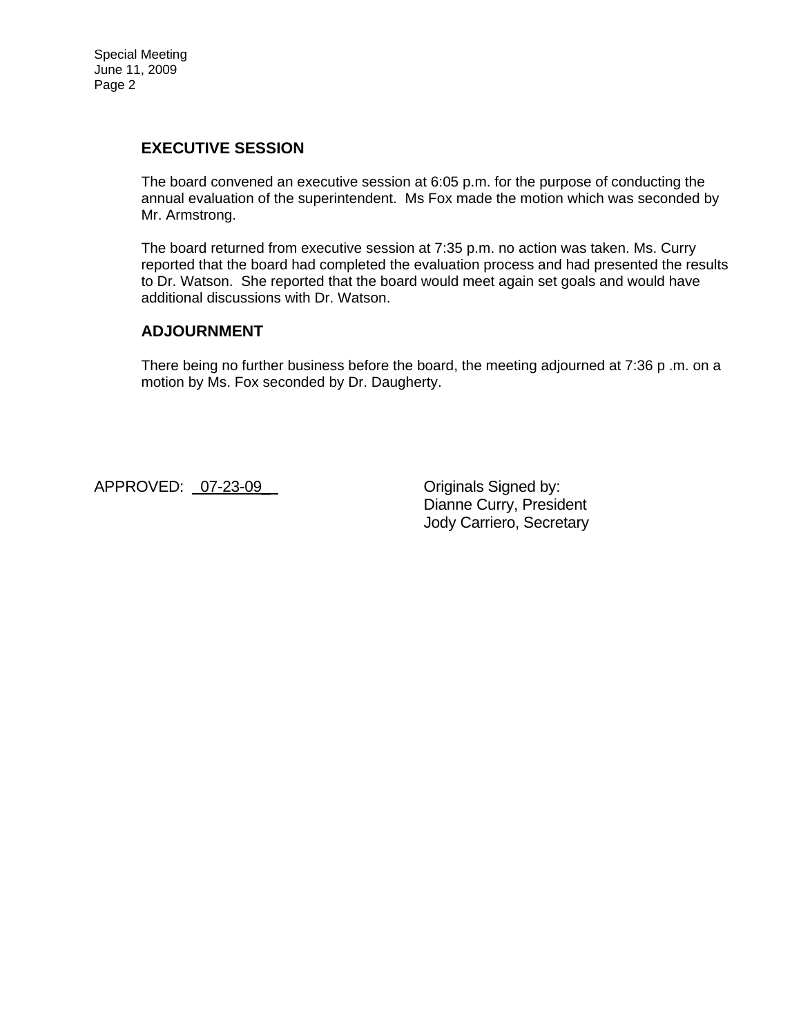## EXECUTIVE SESSION

The board convened an executive session at 6:05 p.m. for the purpose of conducting the annual evaluation of the superintendent. Ms Fox made the motion which was seconded by Mr. Armstrong.

The board returned from executive session at 7:35 p.m. no action was taken. Ms. Curry reported that the board had completed the evaluation process and had presented the results to Dr. Watson. She reported that the board would meet again set goals and would have additional discussions with Dr. Watson.

## ADJOURNMENT

There being no further business before the board, the meeting adjourned at 7:36 p .m. on a motion by Ms. Fox seconded by Dr. Daugherty.

APPROVED: 07-23-09

Originals Signed by:
Dianne Curry, President
Jody Carriero, Secretary